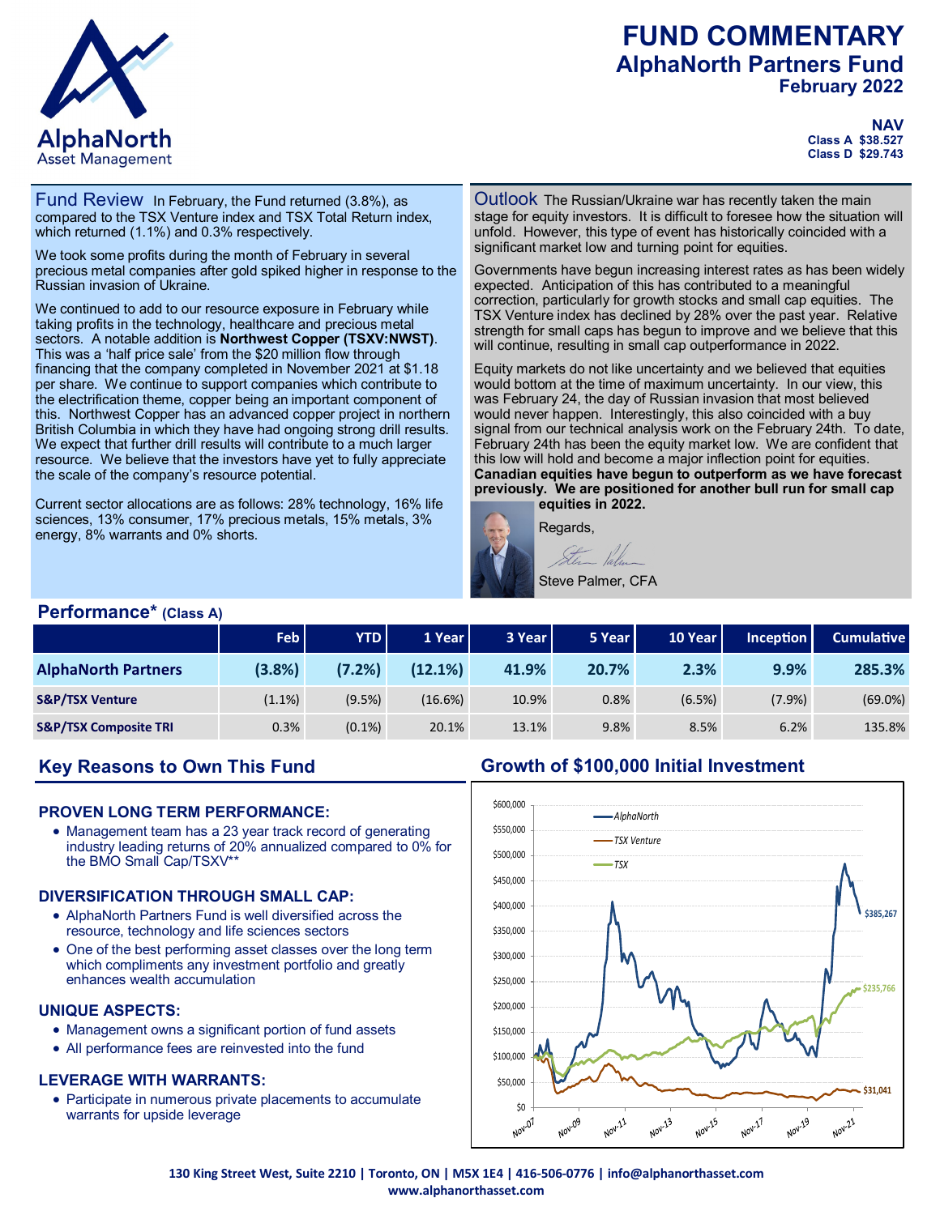# FUND COMMENTARY
## AlphaNorth Partners Fund
### February 2022

**NAV**
**Class A $38.527**
**Class D $29.743**

## Fund Review

In February, the Fund returned (3.8%), as compared to the TSX Venture index and TSX Total Return index, which returned (1.1%) and 0.3% respectively.

We took some profits during the month of February in several precious metal companies after gold spiked higher in response to the Russian invasion of Ukraine.

We continued to add to our resource exposure in February while taking profits in the technology, healthcare and precious metal sectors. A notable addition is **Northwest Copper (TSXV:NWST)**. This was a 'half price sale' from the $20 million flow through financing that the company completed in November 2021 at $1.18 per share. We continue to support companies which contribute to the electrification theme, copper being an important component of this. Northwest Copper has an advanced copper project in northern British Columbia in which they have had ongoing strong drill results. We expect that further drill results will contribute to a much larger resource. We believe that the investors have yet to fully appreciate the scale of the company's resource potential.

Current sector allocations are as follows: 28% technology, 16% life sciences, 13% consumer, 17% precious metals, 15% metals, 3% energy, 8% warrants and 0% shorts.

## Outlook

The Russian/Ukraine war has recently taken the main stage for equity investors. It is difficult to foresee how the situation will unfold. However, this type of event has historically coincided with a significant market low and turning point for equities.

Governments have begun increasing interest rates as has been widely expected. Anticipation of this has contributed to a meaningful correction, particularly for growth stocks and small cap equities. The TSX Venture index has declined by 28% over the past year. Relative strength for small caps has begun to improve and we believe that this will continue, resulting in small cap outperformance in 2022.

Equity markets do not like uncertainty and we believed that equities would bottom at the time of maximum uncertainty. In our view, this was February 24, the day of Russian invasion that most believed would never happen. Interestingly, this also coincided with a buy signal from our technical analysis work on the February 24th. To date, February 24th has been the equity market low. We are confident that this low will hold and become a major inflection point for equities. **Canadian equities have begun to outperform as we have forecast previously. We are positioned for another bull run for small cap equities in 2022.**

Regards,

Steve Palmer, CFA

## Performance* (Class A)

| | Feb | YTD | 1 Year | 3 Year | 5 Year | 10 Year | Inception | Cumulative |
|---|---|---|---|---|---|---|---|---|
| **AlphaNorth Partners** | **(3.8%)** | **(7.2%)** | **(12.1%)** | **41.9%** | **20.7%** | **2.3%** | **9.9%** | **285.3%** |
| **S&P/TSX Venture** | (1.1%) | (9.5%) | (16.6%) | 10.9% | 0.8% | (6.5%) | (7.9%) | (69.0%) |
| **S&P/TSX Composite TRI** | 0.3% | (0.1%) | 20.1% | 13.1% | 9.8% | 8.5% | 6.2% | 135.8% |

## Key Reasons to Own This Fund

### PROVEN LONG TERM PERFORMANCE:

- Management team has a 23 year track record of generating industry leading returns of 20% annualized compared to 0% for the BMO Small Cap/TSXV**

### DIVERSIFICATION THROUGH SMALL CAP:

- AlphaNorth Partners Fund is well diversified across the resource, technology and life sciences sectors
- One of the best performing asset classes over the long term which compliments any investment portfolio and greatly enhances wealth accumulation

### UNIQUE ASPECTS:

- Management owns a significant portion of fund assets
- All performance fees are reinvested into the fund

### LEVERAGE WITH WARRANTS:

- Participate in numerous private placements to accumulate warrants for upside leverage

## Growth of $100,000 Initial Investment

AlphaNorth: $385,267
TSX: $235,766
TSX Venture: $31,041

130 King Street West, Suite 2210 | Toronto, ON | M5X 1E4 | 416-506-0776 | info@alphanorthasset.com
www.alphanorthasset.com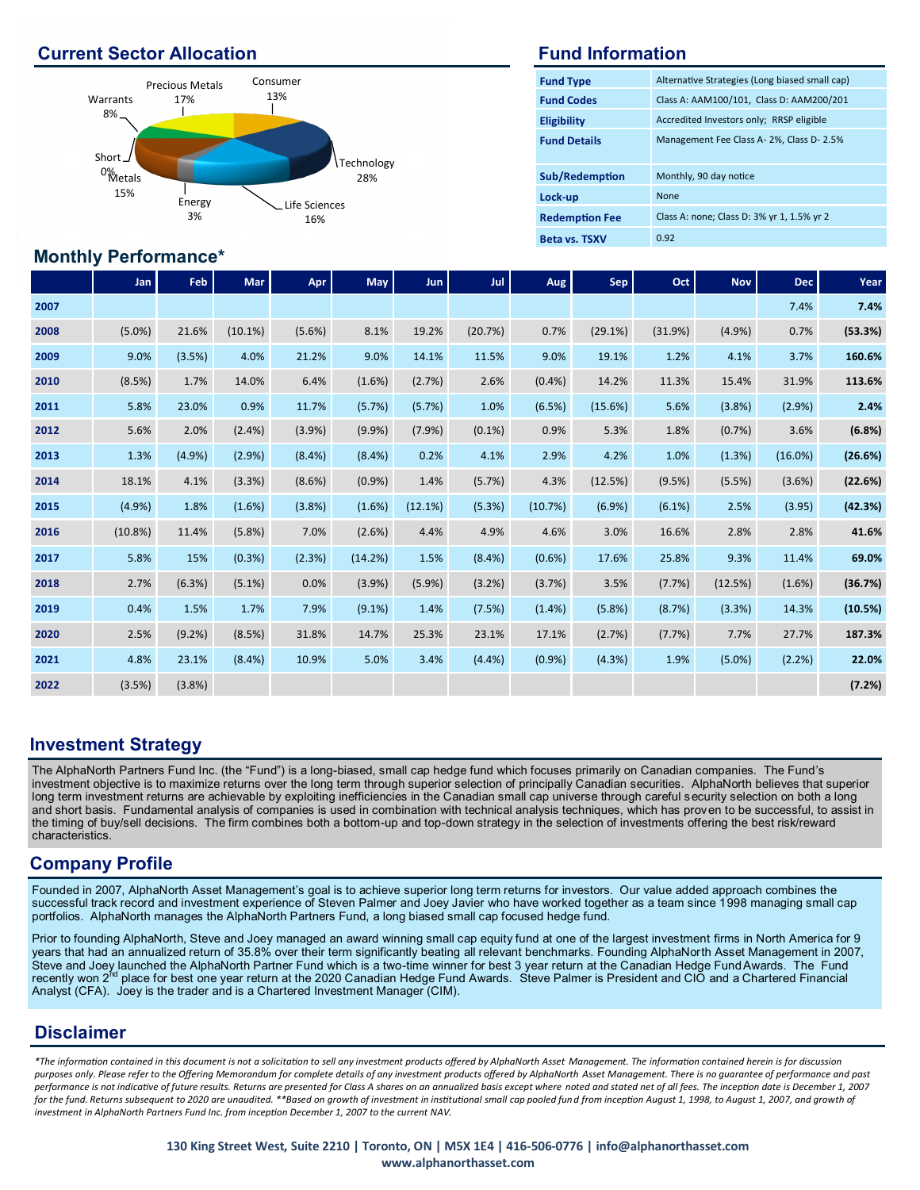## Current Sector Allocation

Precious Metals 17%
Consumer 13%
Warrants 8%
Technology 28%
Short 0%
Metals 15%
Energy 3%
Life Sciences 16%

## Fund Information

| | |
|---|---|
| **Fund Type** | Alternative Strategies (Long biased small cap) |
| **Fund Codes** | Class A: AAM100/101, Class D: AAM200/201 |
| **Eligibility** | Accredited Investors only; RRSP eligible |
| **Fund Details** | Management Fee Class A- 2%, Class D- 2.5% |
| **Sub/Redemption** | Monthly, 90 day notice |
| **Lock-up** | None |
| **Redemption Fee** | Class A: none; Class D: 3% yr 1, 1.5% yr 2 |
| **Beta vs. TSXV** | 0.92 |

## Monthly Performance*

| | Jan | Feb | Mar | Apr | May | Jun | Jul | Aug | Sep | Oct | Nov | Dec | Year |
|---|---|---|---|---|---|---|---|---|---|---|---|---|---|
| **2007** | | | | | | | | | | | | 7.4% | **7.4%** |
| **2008** | (5.0%) | 21.6% | (10.1%) | (5.6%) | 8.1% | 19.2% | (20.7%) | 0.7% | (29.1%) | (31.9%) | (4.9%) | 0.7% | **(53.3%)** |
| **2009** | 9.0% | (3.5%) | 4.0% | 21.2% | 9.0% | 14.1% | 11.5% | 9.0% | 19.1% | 1.2% | 4.1% | 3.7% | **160.6%** |
| **2010** | (8.5%) | 1.7% | 14.0% | 6.4% | (1.6%) | (2.7%) | 2.6% | (0.4%) | 14.2% | 11.3% | 15.4% | 31.9% | **113.6%** |
| **2011** | 5.8% | 23.0% | 0.9% | 11.7% | (5.7%) | (5.7%) | 1.0% | (6.5%) | (15.6%) | 5.6% | (3.8%) | (2.9%) | **2.4%** |
| **2012** | 5.6% | 2.0% | (2.4%) | (3.9%) | (9.9%) | (7.9%) | (0.1%) | 0.9% | 5.3% | 1.8% | (0.7%) | 3.6% | **(6.8%)** |
| **2013** | 1.3% | (4.9%) | (2.9%) | (8.4%) | (8.4%) | 0.2% | 4.1% | 2.9% | 4.2% | 1.0% | (1.3%) | (16.0%) | **(26.6%)** |
| **2014** | 18.1% | 4.1% | (3.3%) | (8.6%) | (0.9%) | 1.4% | (5.7%) | 4.3% | (12.5%) | (9.5%) | (5.5%) | (3.6%) | **(22.6%)** |
| **2015** | (4.9%) | 1.8% | (1.6%) | (3.8%) | (1.6%) | (12.1%) | (5.3%) | (10.7%) | (6.9%) | (6.1%) | 2.5% | (3.95) | **(42.3%)** |
| **2016** | (10.8%) | 11.4% | (5.8%) | 7.0% | (2.6%) | 4.4% | 4.9% | 4.6% | 3.0% | 16.6% | 2.8% | 2.8% | **41.6%** |
| **2017** | 5.8% | 15% | (0.3%) | (2.3%) | (14.2%) | 1.5% | (8.4%) | (0.6%) | 17.6% | 25.8% | 9.3% | 11.4% | **69.0%** |
| **2018** | 2.7% | (6.3%) | (5.1%) | 0.0% | (3.9%) | (5.9%) | (3.2%) | (3.7%) | 3.5% | (7.7%) | (12.5%) | (1.6%) | **(36.7%)** |
| **2019** | 0.4% | 1.5% | 1.7% | 7.9% | (9.1%) | 1.4% | (7.5%) | (1.4%) | (5.8%) | (8.7%) | (3.3%) | 14.3% | **(10.5%)** |
| **2020** | 2.5% | (9.2%) | (8.5%) | 31.8% | 14.7% | 25.3% | 23.1% | 17.1% | (2.7%) | (7.7%) | 7.7% | 27.7% | **187.3%** |
| **2021** | 4.8% | 23.1% | (8.4%) | 10.9% | 5.0% | 3.4% | (4.4%) | (0.9%) | (4.3%) | 1.9% | (5.0%) | (2.2%) | **22.0%** |
| **2022** | (3.5%) | (3.8%) | | | | | | | | | | | **(7.2%)** |

## Investment Strategy

The AlphaNorth Partners Fund Inc. (the "Fund") is a long-biased, small cap hedge fund which focuses primarily on Canadian companies. The Fund's investment objective is to maximize returns over the long term through superior selection of principally Canadian securities. AlphaNorth believes that superior long term investment returns are achievable by exploiting inefficiencies in the Canadian small cap universe through careful security selection on both a long and short basis. Fundamental analysis of companies is used in combination with technical analysis techniques, which has proven to be successful, to assist in the timing of buy/sell decisions. The firm combines both a bottom-up and top-down strategy in the selection of investments offering the best risk/reward characteristics.

## Company Profile

Founded in 2007, AlphaNorth Asset Management's goal is to achieve superior long term returns for investors. Our value added approach combines the successful track record and investment experience of Steven Palmer and Joey Javier who have worked together as a team since 1998 managing small cap portfolios. AlphaNorth manages the AlphaNorth Partners Fund, a long biased small cap focused hedge fund.

Prior to founding AlphaNorth, Steve and Joey managed an award winning small cap equity fund at one of the largest investment firms in North America for 9 years that had an annualized return of 35.8% over their term significantly beating all relevant benchmarks. Founding AlphaNorth Asset Management in 2007, Steve and Joey launched the AlphaNorth Partner Fund which is a two-time winner for best 3 year return at the Canadian Hedge Fund Awards. The Fund recently won 2nd place for best one year return at the 2020 Canadian Hedge Fund Awards. Steve Palmer is President and CIO and a Chartered Financial Analyst (CFA). Joey is the trader and is a Chartered Investment Manager (CIM).

## Disclaimer

*\*The information contained in this document is not a solicitation to sell any investment products offered by AlphaNorth Asset Management. The information contained herein is for discussion purposes only. Please refer to the Offering Memorandum for complete details of any investment products offered by AlphaNorth Asset Management. There is no guarantee of performance and past performance is not indicative of future results. Returns are presented for Class A shares on an annualized basis except where noted and stated net of all fees. The inception date is December 1, 2007 for the fund. Returns subsequent to 2020 are unaudited. \*\*Based on growth of investment in institutional small cap pooled fund from inception August 1, 1998, to August 1, 2007, and growth of investment in AlphaNorth Partners Fund Inc. from inception December 1, 2007 to the current NAV.*

**130 King Street West, Suite 2210 | Toronto, ON | M5X 1E4 | 416-506-0776 | info@alphanorthasset.com**
**www.alphanorthasset.com**